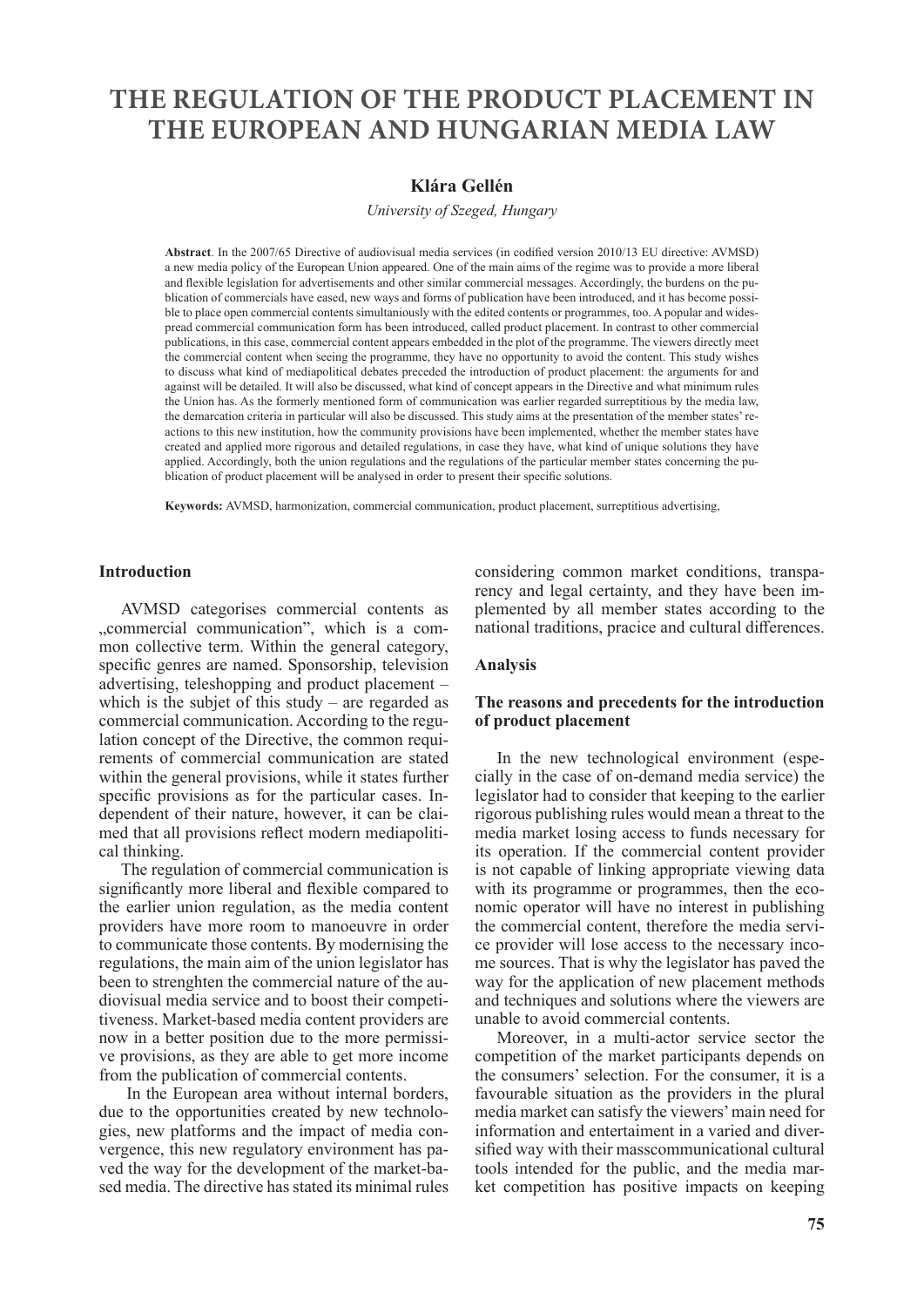# THE REGULATION OF THE PRODUCT PLACEMENT IN THE EUROPEAN AND HUNGARIAN MEDIA LAW

**Klára Gellén**

*University of Szeged, Hungary*

**Abstract**. In the 2007/65 Directive of audiovisual media services (in codified version 2010/13 EU directive: AVMSD) a new media policy of the European Union appeared. One of the main aims of the regime was to provide a more liberal and flexible legislation for advertisements and other similar commercial messages. Accordingly, the burdens on the publication of commercials have eased, new ways and forms of publication have been introduced, and it has become possible to place open commercial contents simultaniously with the edited contents or programmes, too. A popular and widespread commercial communication form has been introduced, called product placement. In contrast to other commercial publications, in this case, commercial content appears embedded in the plot of the programme. The viewers directly meet the commercial content when seeing the programme, they have no opportunity to avoid the content. This study wishes to discuss what kind of mediapolitical debates preceded the introduction of product placement: the arguments for and against will be detailed. It will also be discussed, what kind of concept appears in the Directive and what minimum rules the Union has. As the formerly mentioned form of communication was earlier regarded surreptitious by the media law, the demarcation criteria in particular will also be discussed. This study aims at the presentation of the member states' reactions to this new institution, how the community provisions have been implemented, whether the member states have created and applied more rigorous and detailed regulations, in case they have, what kind of unique solutions they have applied. Accordingly, both the union regulations and the regulations of the particular member states concerning the publication of product placement will be analysed in order to present their specific solutions.

**Keywords:** AVMSD, harmonization, commercial communication, product placement, surreptitious advertising,

## Introduction

AVMSD categorises commercial contents as „commercial communication", which is a common collective term. Within the general category, specific genres are named. Sponsorship, television advertising, teleshopping and product placement – which is the subjet of this study – are regarded as commercial communication. According to the regulation concept of the Directive, the common requirements of commercial communication are stated within the general provisions, while it states further specific provisions as for the particular cases. Independent of their nature, however, it can be claimed that all provisions reflect modern mediapolitical thinking.

The regulation of commercial communication is significantly more liberal and flexible compared to the earlier union regulation, as the media content providers have more room to manoeuvre in order to communicate those contents. By modernising the regulations, the main aim of the union legislator has been to strenghten the commercial nature of the audiovisual media service and to boost their competitiveness. Market-based media content providers are now in a better position due to the more permissive provisions, as they are able to get more income from the publication of commercial contents.

In the European area without internal borders, due to the opportunities created by new technologies, new platforms and the impact of media convergence, this new regulatory environment has paved the way for the development of the market-based media. The directive has stated its minimal rules considering common market conditions, transparency and legal certainty, and they have been implemented by all member states according to the national traditions, pracice and cultural differences.

## Analysis

### The reasons and precedents for the introduction of product placement

In the new technological environment (especially in the case of on-demand media service) the legislator had to consider that keeping to the earlier rigorous publishing rules would mean a threat to the media market losing access to funds necessary for its operation. If the commercial content provider is not capable of linking appropriate viewing data with its programme or programmes, then the economic operator will have no interest in publishing the commercial content, therefore the media service provider will lose access to the necessary income sources. That is why the legislator has paved the way for the application of new placement methods and techniques and solutions where the viewers are unable to avoid commercial contents.

Moreover, in a multi-actor service sector the competition of the market participants depends on the consumers' selection. For the consumer, it is a favourable situation as the providers in the plural media market can satisfy the viewers' main need for information and entertaiment in a varied and diversified way with their masscommunicational cultural tools intended for the public, and the media market competition has positive impacts on keeping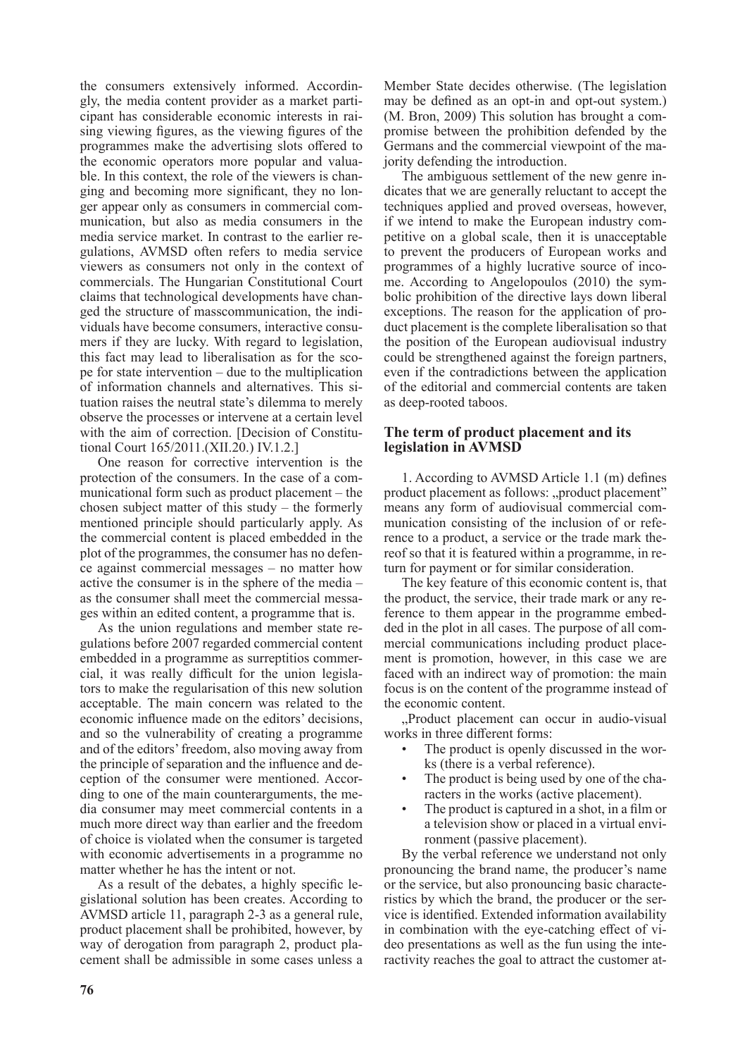the consumers extensively informed. Accordingly, the media content provider as a market participant has considerable economic interests in raising viewing figures, as the viewing figures of the programmes make the advertising slots offered to the economic operators more popular and valuable. In this context, the role of the viewers is changing and becoming more significant, they no longer appear only as consumers in commercial communication, but also as media consumers in the media service market. In contrast to the earlier regulations, AVMSD often refers to media service viewers as consumers not only in the context of commercials. The Hungarian Constitutional Court claims that technological developments have changed the structure of masscommunication, the individuals have become consumers, interactive consumers if they are lucky. With regard to legislation, this fact may lead to liberalisation as for the scope for state intervention – due to the multiplication of information channels and alternatives. This situation raises the neutral state's dilemma to merely observe the processes or intervene at a certain level with the aim of correction. [Decision of Constitutional Court 165/2011.(XII.20.) IV.1.2.]

One reason for corrective intervention is the protection of the consumers. In the case of a communicational form such as product placement – the chosen subject matter of this study – the formerly mentioned principle should particularly apply. As the commercial content is placed embedded in the plot of the programmes, the consumer has no defence against commercial messages – no matter how active the consumer is in the sphere of the media – as the consumer shall meet the commercial messages within an edited content, a programme that is.

As the union regulations and member state regulations before 2007 regarded commercial content embedded in a programme as surreptitios commercial, it was really difficult for the union legislators to make the regularisation of this new solution acceptable. The main concern was related to the economic influence made on the editors' decisions, and so the vulnerability of creating a programme and of the editors' freedom, also moving away from the principle of separation and the influence and deception of the consumer were mentioned. According to one of the main counterarguments, the media consumer may meet commercial contents in a much more direct way than earlier and the freedom of choice is violated when the consumer is targeted with economic advertisements in a programme no matter whether he has the intent or not.

As a result of the debates, a highly specific legislational solution has been creates. According to AVMSD article 11, paragraph 2-3 as a general rule, product placement shall be prohibited, however, by way of derogation from paragraph 2, product placement shall be admissible in some cases unless a Member State decides otherwise. (The legislation may be defined as an opt-in and opt-out system.) (M. Bron, 2009) This solution has brought a compromise between the prohibition defended by the Germans and the commercial viewpoint of the majority defending the introduction.

The ambiguous settlement of the new genre indicates that we are generally reluctant to accept the techniques applied and proved overseas, however, if we intend to make the European industry competitive on a global scale, then it is unacceptable to prevent the producers of European works and programmes of a highly lucrative source of income. According to Angelopoulos (2010) the symbolic prohibition of the directive lays down liberal exceptions. The reason for the application of product placement is the complete liberalisation so that the position of the European audiovisual industry could be strengthened against the foreign partners, even if the contradictions between the application of the editorial and commercial contents are taken as deep-rooted taboos.

## The term of product placement and its legislation in AVMSD

1. According to AVMSD Article 1.1 (m) defines product placement as follows: „product placement" means any form of audiovisual commercial communication consisting of the inclusion of or reference to a product, a service or the trade mark thereof so that it is featured within a programme, in return for payment or for similar consideration.

The key feature of this economic content is, that the product, the service, their trade mark or any reference to them appear in the programme embedded in the plot in all cases. The purpose of all commercial communications including product placement is promotion, however, in this case we are faced with an indirect way of promotion: the main focus is on the content of the programme instead of the economic content.

„Product placement can occur in audio-visual works in three different forms:

- The product is openly discussed in the works (there is a verbal reference).
- The product is being used by one of the characters in the works (active placement).
- The product is captured in a shot, in a film or a television show or placed in a virtual environment (passive placement).

By the verbal reference we understand not only pronouncing the brand name, the producer's name or the service, but also pronouncing basic characteristics by which the brand, the producer or the service is identified. Extended information availability in combination with the eye-catching effect of video presentations as well as the fun using the interactivity reaches the goal to attract the customer at-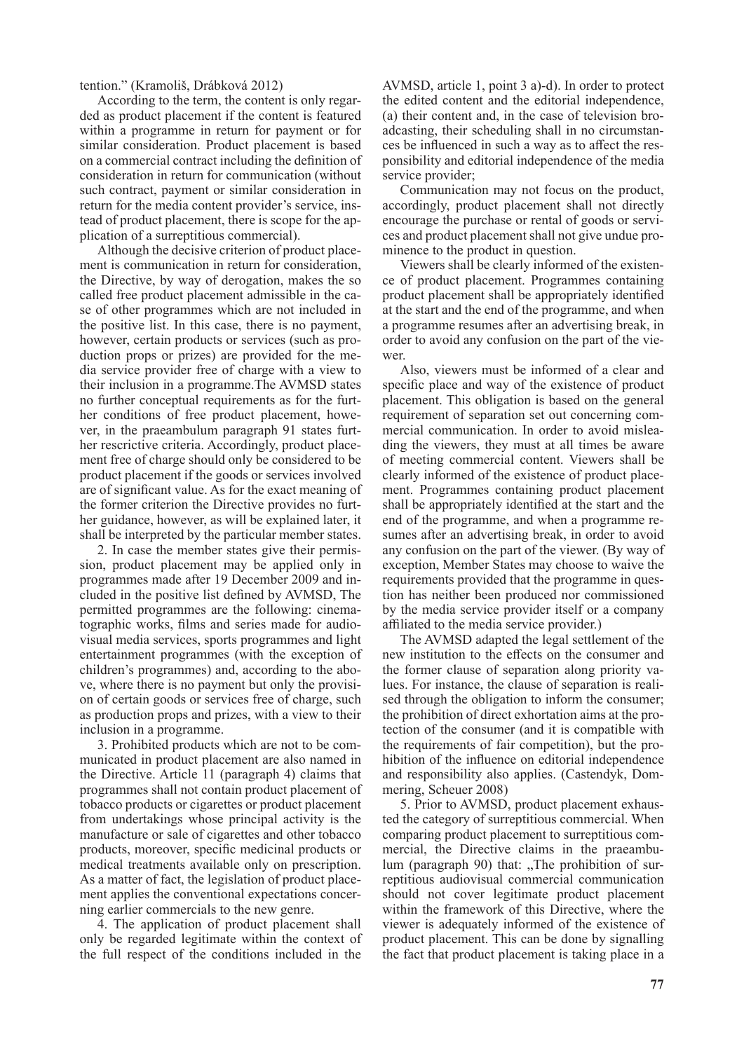tention." (Kramoliš, Drábková 2012)

According to the term, the content is only regarded as product placement if the content is featured within a programme in return for payment or for similar consideration. Product placement is based on a commercial contract including the definition of consideration in return for communication (without such contract, payment or similar consideration in return for the media content provider's service, instead of product placement, there is scope for the application of a surreptitious commercial).

Although the decisive criterion of product placement is communication in return for consideration, the Directive, by way of derogation, makes the so called free product placement admissible in the case of other programmes which are not included in the positive list. In this case, there is no payment, however, certain products or services (such as production props or prizes) are provided for the media service provider free of charge with a view to their inclusion in a programme.The AVMSD states no further conceptual requirements as for the further conditions of free product placement, however, in the praeambulum paragraph 91 states further rescrictive criteria. Accordingly, product placement free of charge should only be considered to be product placement if the goods or services involved are of significant value. As for the exact meaning of the former criterion the Directive provides no further guidance, however, as will be explained later, it shall be interpreted by the particular member states.

2. In case the member states give their permission, product placement may be applied only in programmes made after 19 December 2009 and included in the positive list defined by AVMSD, The permitted programmes are the following: cinematographic works, films and series made for audiovisual media services, sports programmes and light entertainment programmes (with the exception of children's programmes) and, according to the above, where there is no payment but only the provision of certain goods or services free of charge, such as production props and prizes, with a view to their inclusion in a programme.

3. Prohibited products which are not to be communicated in product placement are also named in the Directive. Article 11 (paragraph 4) claims that programmes shall not contain product placement of tobacco products or cigarettes or product placement from undertakings whose principal activity is the manufacture or sale of cigarettes and other tobacco products, moreover, specific medicinal products or medical treatments available only on prescription. As a matter of fact, the legislation of product placement applies the conventional expectations concerning earlier commercials to the new genre.

4. The application of product placement shall only be regarded legitimate within the context of the full respect of the conditions included in the AVMSD, article 1, point 3 a)-d). In order to protect the edited content and the editorial independence, (a) their content and, in the case of television broadcasting, their scheduling shall in no circumstances be influenced in such a way as to affect the responsibility and editorial independence of the media service provider;

Communication may not focus on the product, accordingly, product placement shall not directly encourage the purchase or rental of goods or services and product placement shall not give undue prominence to the product in question.

Viewers shall be clearly informed of the existence of product placement. Programmes containing product placement shall be appropriately identified at the start and the end of the programme, and when a programme resumes after an advertising break, in order to avoid any confusion on the part of the viewer.

Also, viewers must be informed of a clear and specific place and way of the existence of product placement. This obligation is based on the general requirement of separation set out concerning commercial communication. In order to avoid misleading the viewers, they must at all times be aware of meeting commercial content. Viewers shall be clearly informed of the existence of product placement. Programmes containing product placement shall be appropriately identified at the start and the end of the programme, and when a programme resumes after an advertising break, in order to avoid any confusion on the part of the viewer. (By way of exception, Member States may choose to waive the requirements provided that the programme in question has neither been produced nor commissioned by the media service provider itself or a company affiliated to the media service provider.)

The AVMSD adapted the legal settlement of the new institution to the effects on the consumer and the former clause of separation along priority values. For instance, the clause of separation is realised through the obligation to inform the consumer; the prohibition of direct exhortation aims at the protection of the consumer (and it is compatible with the requirements of fair competition), but the prohibition of the influence on editorial independence and responsibility also applies. (Castendyk, Dommering, Scheuer 2008)

5. Prior to AVMSD, product placement exhausted the category of surreptitious commercial. When comparing product placement to surreptitious commercial, the Directive claims in the praeambulum (paragraph 90) that: „The prohibition of surreptitious audiovisual commercial communication should not cover legitimate product placement within the framework of this Directive, where the viewer is adequately informed of the existence of product placement. This can be done by signalling the fact that product placement is taking place in a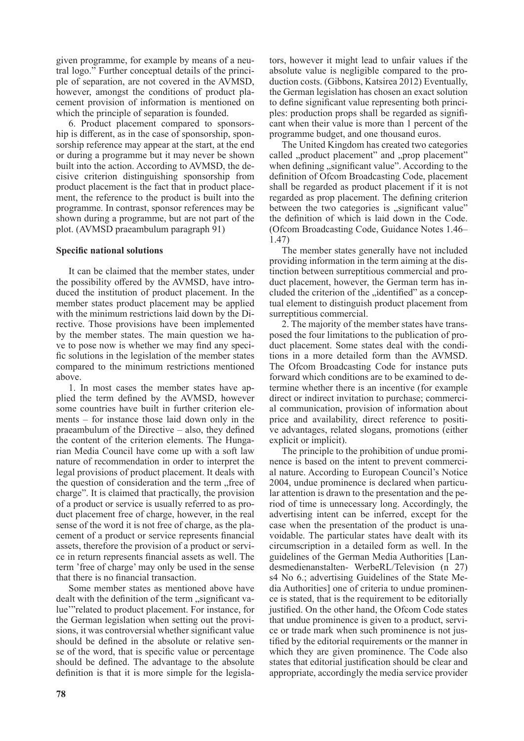given programme, for example by means of a neutral logo." Further conceptual details of the principle of separation, are not covered in the AVMSD, however, amongst the conditions of product placement provision of information is mentioned on which the principle of separation is founded.

6. Product placement compared to sponsorship is different, as in the case of sponsorship, sponsorship reference may appear at the start, at the end or during a programme but it may never be shown built into the action. According to AVMSD, the decisive criterion distinguishing sponsorship from product placement is the fact that in product placement, the reference to the product is built into the programme. In contrast, sponsor references may be shown during a programme, but are not part of the plot. (AVMSD praeambulum paragraph 91)

**Specific national solutions**

It can be claimed that the member states, under the possibility offered by the AVMSD, have introduced the institution of product placement. In the member states product placement may be applied with the minimum restrictions laid down by the Directive. Those provisions have been implemented by the member states. The main question we have to pose now is whether we may find any specific solutions in the legislation of the member states compared to the minimum restrictions mentioned above.

1. In most cases the member states have applied the term defined by the AVMSD, however some countries have built in further criterion elements – for instance those laid down only in the praeambulum of the Directive – also, they defined the content of the criterion elements. The Hungarian Media Council have come up with a soft law nature of recommendation in order to interpret the legal provisions of product placement. It deals with the question of consideration and the term „free of charge". It is claimed that practically, the provision of a product or service is usually referred to as product placement free of charge, however, in the real sense of the word it is not free of charge, as the placement of a product or service represents financial assets, therefore the provision of a product or service in return represents financial assets as well. The term 'free of charge' may only be used in the sense that there is no financial transaction.

Some member states as mentioned above have dealt with the definition of the term „significant value'"related to product placement. For instance, for the German legislation when setting out the provisions, it was controversial whether significant value should be defined in the absolute or relative sense of the word, that is specific value or percentage should be defined. The advantage to the absolute definition is that it is more simple for the legislators, however it might lead to unfair values if the absolute value is negligible compared to the production costs. (Gibbons, Katsirea 2012) Eventually, the German legislation has chosen an exact solution to define significant value representing both principles: production props shall be regarded as significant when their value is more than 1 percent of the programme budget, and one thousand euros.

The United Kingdom has created two categories called „product placement" and „prop placement" when defining „significant value". According to the definition of Ofcom Broadcasting Code, placement shall be regarded as product placement if it is not regarded as prop placement. The defining criterion between the two categories is „significant value" the definition of which is laid down in the Code. (Ofcom Broadcasting Code, Guidance Notes 1.46–1.47)

The member states generally have not included providing information in the term aiming at the distinction between surreptitious commercial and product placement, however, the German term has included the criterion of the „identified" as a conceptual element to distinguish product placement from surreptitious commercial.

2. The majority of the member states have transposed the four limitations to the publication of product placement. Some states deal with the conditions in a more detailed form than the AVMSD. The Ofcom Broadcasting Code for instance puts forward which conditions are to be examined to determine whether there is an incentive (for example direct or indirect invitation to purchase; commercial communication, provision of information about price and availability, direct reference to positive advantages, related slogans, promotions (either explicit or implicit).

The principle to the prohibition of undue prominence is based on the intent to prevent commercial nature. According to European Council's Notice 2004, undue prominence is declared when particular attention is drawn to the presentation and the period of time is unnecessary long. Accordingly, the advertising intent can be inferred, except for the case when the presentation of the product is unavoidable. The particular states have dealt with its circumscription in a detailed form as well. In the guidelines of the German Media Authorities [Landesmedienanstalten- WerbeRL/Television (n 27) s4 No 6.; advertising Guidelines of the State Media Authorities] one of criteria to undue prominence is stated, that is the requirement to be editorially justified. On the other hand, the Ofcom Code states that undue prominence is given to a product, service or trade mark when such prominence is not justified by the editorial requirements or the manner in which they are given prominence. The Code also states that editorial justification should be clear and appropriate, accordingly the media service provider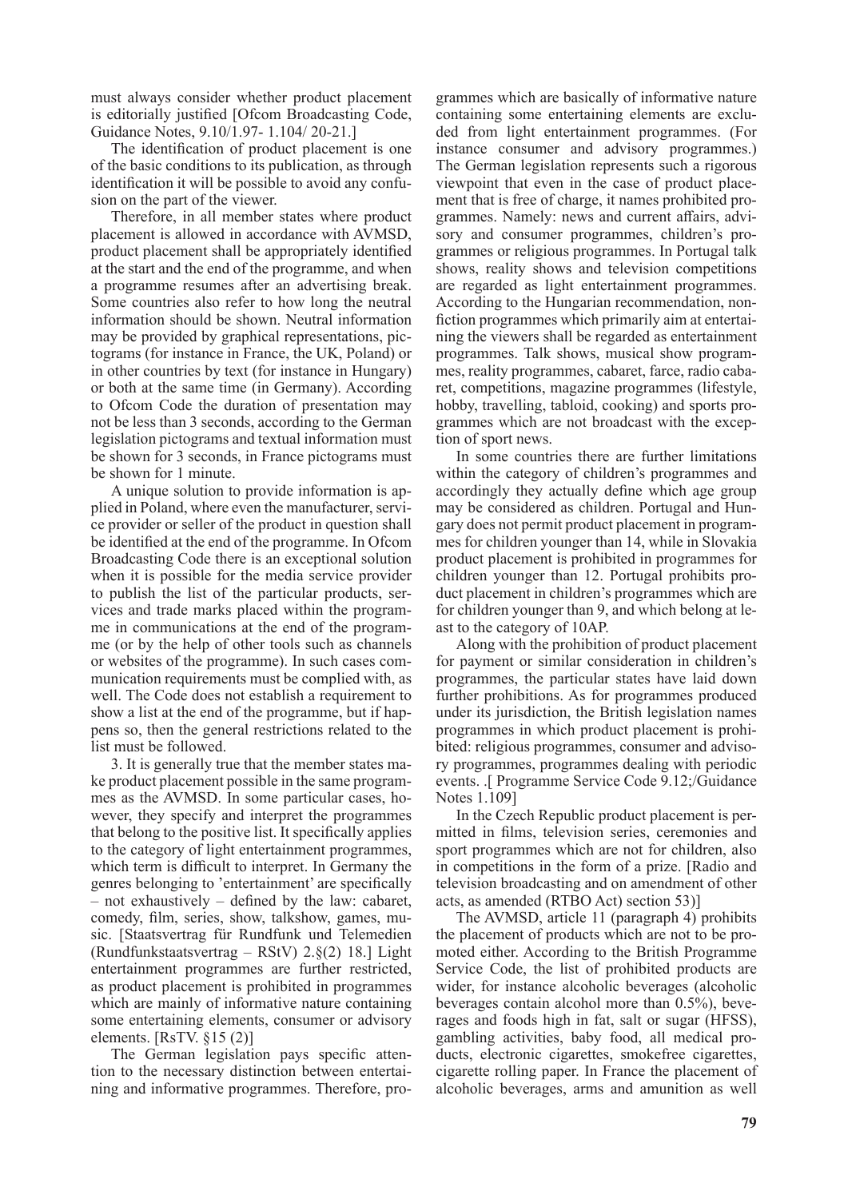must always consider whether product placement is editorially justified [Ofcom Broadcasting Code, Guidance Notes, 9.10/1.97- 1.104/ 20-21.]

The identification of product placement is one of the basic conditions to its publication, as through identification it will be possible to avoid any confusion on the part of the viewer.

Therefore, in all member states where product placement is allowed in accordance with AVMSD, product placement shall be appropriately identified at the start and the end of the programme, and when a programme resumes after an advertising break. Some countries also refer to how long the neutral information should be shown. Neutral information may be provided by graphical representations, pictograms (for instance in France, the UK, Poland) or in other countries by text (for instance in Hungary) or both at the same time (in Germany). According to Ofcom Code the duration of presentation may not be less than 3 seconds, according to the German legislation pictograms and textual information must be shown for 3 seconds, in France pictograms must be shown for 1 minute.

A unique solution to provide information is applied in Poland, where even the manufacturer, service provider or seller of the product in question shall be identified at the end of the programme. In Ofcom Broadcasting Code there is an exceptional solution when it is possible for the media service provider to publish the list of the particular products, services and trade marks placed within the programme in communications at the end of the programme (or by the help of other tools such as channels or websites of the programme). In such cases communication requirements must be complied with, as well. The Code does not establish a requirement to show a list at the end of the programme, but if happens so, then the general restrictions related to the list must be followed.

3. It is generally true that the member states make product placement possible in the same programmes as the AVMSD. In some particular cases, however, they specify and interpret the programmes that belong to the positive list. It specifically applies to the category of light entertainment programmes, which term is difficult to interpret. In Germany the genres belonging to 'entertainment' are specifically – not exhaustively – defined by the law: cabaret, comedy, film, series, show, talkshow, games, music. [Staatsvertrag für Rundfunk und Telemedien (Rundfunkstaatsvertrag – RStV) 2.§(2) 18.] Light entertainment programmes are further restricted, as product placement is prohibited in programmes which are mainly of informative nature containing some entertaining elements, consumer or advisory elements. [RsTV. §15 (2)]

The German legislation pays specific attention to the necessary distinction between entertaining and informative programmes. Therefore, programmes which are basically of informative nature containing some entertaining elements are excluded from light entertainment programmes. (For instance consumer and advisory programmes.) The German legislation represents such a rigorous viewpoint that even in the case of product placement that is free of charge, it names prohibited programmes. Namely: news and current affairs, advisory and consumer programmes, children's programmes or religious programmes. In Portugal talk shows, reality shows and television competitions are regarded as light entertainment programmes. According to the Hungarian recommendation, nonfiction programmes which primarily aim at entertaining the viewers shall be regarded as entertainment programmes. Talk shows, musical show programmes, reality programmes, cabaret, farce, radio cabaret, competitions, magazine programmes (lifestyle, hobby, travelling, tabloid, cooking) and sports programmes which are not broadcast with the exception of sport news.

In some countries there are further limitations within the category of children's programmes and accordingly they actually define which age group may be considered as children. Portugal and Hungary does not permit product placement in programmes for children younger than 14, while in Slovakia product placement is prohibited in programmes for children younger than 12. Portugal prohibits product placement in children's programmes which are for children younger than 9, and which belong at least to the category of 10AP.

Along with the prohibition of product placement for payment or similar consideration in children's programmes, the particular states have laid down further prohibitions. As for programmes produced under its jurisdiction, the British legislation names programmes in which product placement is prohibited: religious programmes, consumer and advisory programmes, programmes dealing with periodic events. .[ Programme Service Code 9.12;/Guidance Notes 1.109]

In the Czech Republic product placement is permitted in films, television series, ceremonies and sport programmes which are not for children, also in competitions in the form of a prize. [Radio and television broadcasting and on amendment of other acts, as amended (RTBO Act) section 53)]

The AVMSD, article 11 (paragraph 4) prohibits the placement of products which are not to be promoted either. According to the British Programme Service Code, the list of prohibited products are wider, for instance alcoholic beverages (alcoholic beverages contain alcohol more than 0.5%), beverages and foods high in fat, salt or sugar (HFSS), gambling activities, baby food, all medical products, electronic cigarettes, smokefree cigarettes, cigarette rolling paper. In France the placement of alcoholic beverages, arms and amunition as well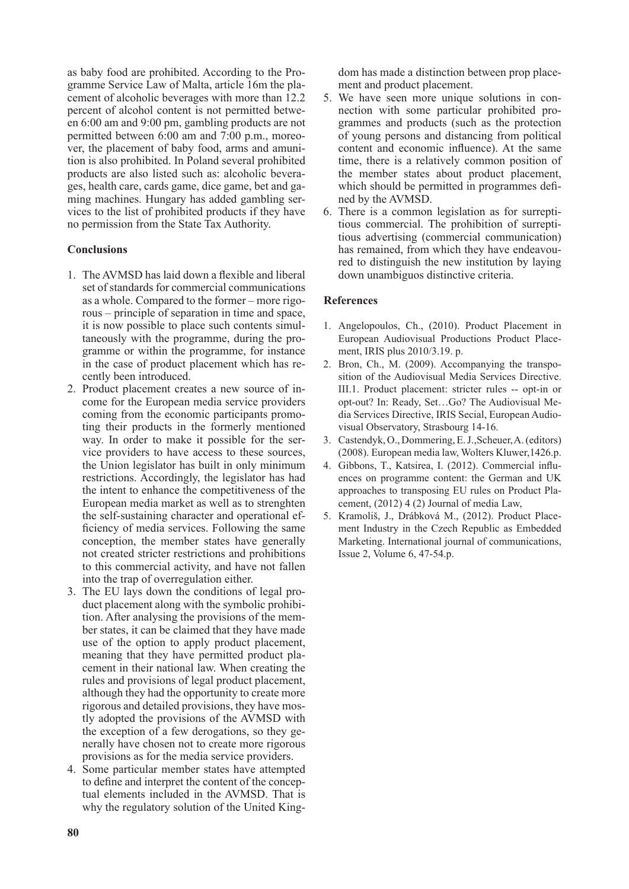as baby food are prohibited. According to the Programme Service Law of Malta, article 16m the placement of alcoholic beverages with more than 12.2 percent of alcohol content is not permitted between 6:00 am and 9:00 pm, gambling products are not permitted between 6:00 am and 7:00 p.m., moreover, the placement of baby food, arms and amunition is also prohibited. In Poland several prohibited products are also listed such as: alcoholic beverages, health care, cards game, dice game, bet and gaming machines. Hungary has added gambling services to the list of prohibited products if they have no permission from the State Tax Authority.

## Conclusions

1. The AVMSD has laid down a flexible and liberal set of standards for commercial communications as a whole. Compared to the former – more rigorous – principle of separation in time and space, it is now possible to place such contents simultaneously with the programme, during the programme or within the programme, for instance in the case of product placement which has recently been introduced.
2. Product placement creates a new source of income for the European media service providers coming from the economic participants promoting their products in the formerly mentioned way. In order to make it possible for the service providers to have access to these sources, the Union legislator has built in only minimum restrictions. Accordingly, the legislator has had the intent to enhance the competitiveness of the European media market as well as to strenghten the self-sustaining character and operational efficiency of media services. Following the same conception, the member states have generally not created stricter restrictions and prohibitions to this commercial activity, and have not fallen into the trap of overregulation either.
3. The EU lays down the conditions of legal product placement along with the symbolic prohibition. After analysing the provisions of the member states, it can be claimed that they have made use of the option to apply product placement, meaning that they have permitted product placement in their national law. When creating the rules and provisions of legal product placement, although they had the opportunity to create more rigorous and detailed provisions, they have mostly adopted the provisions of the AVMSD with the exception of a few derogations, so they generally have chosen not to create more rigorous provisions as for the media service providers.
4. Some particular member states have attempted to define and interpret the content of the conceptual elements included in the AVMSD. That is why the regulatory solution of the United Kingdom has made a distinction between prop placement and product placement.
5. We have seen more unique solutions in connection with some particular prohibited programmes and products (such as the protection of young persons and distancing from political content and economic influence). At the same time, there is a relatively common position of the member states about product placement, which should be permitted in programmes defined by the AVMSD.
6. There is a common legislation as for surreptitious commercial. The prohibition of surreptitious advertising (commercial communication) has remained, from which they have endeavoured to distinguish the new institution by laying down unambiguos distinctive criteria.

## References

1. Angelopoulos, Ch., (2010). Product Placement in European Audiovisual Productions Product Placement, IRIS plus 2010/3.19. p.
2. Bron, Ch., M. (2009). Accompanying the transposition of the Audiovisual Media Services Directive. III.1. Product placement: stricter rules -- opt-in or opt-out? In: Ready, Set…Go? The Audiovisual Media Services Directive, IRIS Secial, European Audiovisual Observatory, Strasbourg 14-16.
3. Castendyk, O., Dommering, E. J.,Scheuer, A. (editors) (2008). European media law, Wolters Kluwer,1426.p.
4. Gibbons, T., Katsirea, I. (2012). Commercial influences on programme content: the German and UK approaches to transposing EU rules on Product Placement, (2012) 4 (2) Journal of media Law,
5. Kramoliš, J., Drábková M., (2012). Product Placement Industry in the Czech Republic as Embedded Marketing. International journal of communications, Issue 2, Volume 6, 47-54.p.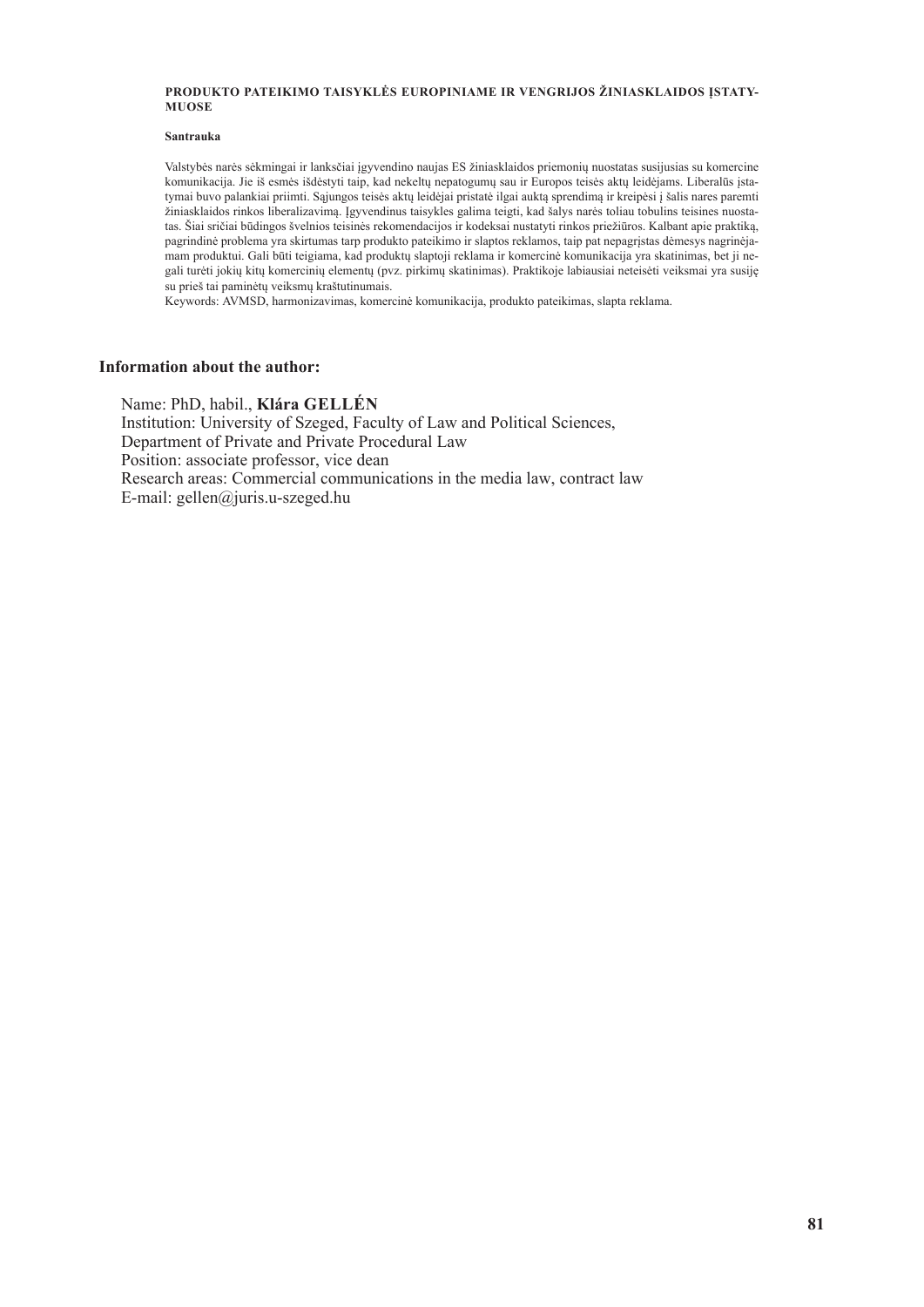**PRODUKTO PATEIKIMO TAISYKLĖS EUROPINIAME IR VENGRIJOS ŽINIASKLAIDOS ĮSTATYMUOSE**

**Santrauka**

Valstybės narės sėkmingai ir lanksčiai įgyvendino naujas ES žiniasklaidos priemonių nuostatas susijusias su komercine komunikacija. Jie iš esmės išdėstyti taip, kad nekeltų nepatogumų sau ir Europos teisės aktų leidėjams. Liberalūs įstatymai buvo palankiai priimti. Sąjungos teisės aktų leidėjai pristatė ilgai auktą sprendimą ir kreipėsi į šalis nares paremti žiniasklaidos rinkos liberalizavimą. Įgyvendinus taisykles galima teigti, kad šalys narės toliau tobulins teisines nuostatas. Šiai sričiai būdingos švelnios teisinės rekomendacijos ir kodeksai nustatyti rinkos priežiūros. Kalbant apie praktiką, pagrindinė problema yra skirtumas tarp produkto pateikimo ir slaptos reklamos, taip pat nepagrįstas dėmesys nagrinėjamam produktui. Gali būti teigiama, kad produktų slaptoji reklama ir komercinė komunikacija yra skatinimas, bet ji negali turėti jokių kitų komercinių elementų (pvz. pirkimų skatinimas). Praktikoje labiausiai neteisėti veiksmai yra susiję su prieš tai paminėtų veiksmų kraštutinumais.

Keywords: AVMSD, harmonizavimas, komercinė komunikacija, produkto pateikimas, slapta reklama.

## Information about the author:

Name: PhD, habil., **Klára GELLÉN**
Institution: University of Szeged, Faculty of Law and Political Sciences, Department of Private and Private Procedural Law
Position: associate professor, vice dean
Research areas: Commercial communications in the media law, contract law
E-mail: gellen@juris.u-szeged.hu